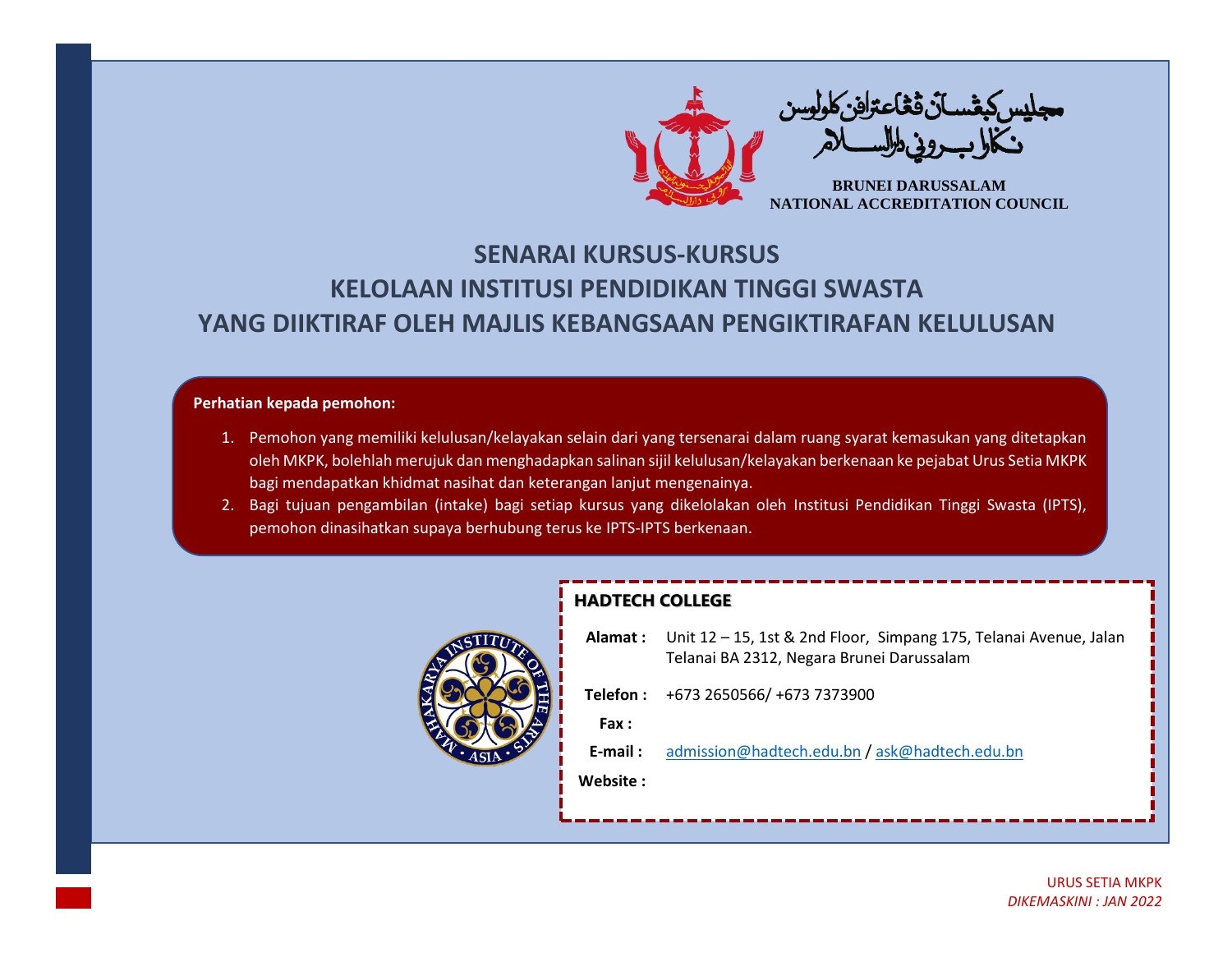مجليس كبڠسأن ڤڠإعترافن كلولوسن
نڬارا بروني دارالسلام

**BRUNEI DARUSSALAM**
**NATIONAL ACCREDITATION COUNCIL**

# SENARAI KURSUS-KURSUS
# KELOLAAN INSTITUSI PENDIDIKAN TINGGI SWASTA
# YANG DIIKTIRAF OLEH MAJLIS KEBANGSAAN PENGIKTIRAFAN KELULUSAN

**Perhatian kepada pemohon:**

1. Pemohon yang memiliki kelulusan/kelayakan selain dari yang tersenarai dalam ruang syarat kemasukan yang ditetapkan oleh MKPK, bolehlah merujuk dan menghadapkan salinan sijil kelulusan/kelayakan berkenaan ke pejabat Urus Setia MKPK bagi mendapatkan khidmat nasihat dan keterangan lanjut mengenainya.
2. Bagi tujuan pengambilan (intake) bagi setiap kursus yang dikelolakan oleh Institusi Pendidikan Tinggi Swasta (IPTS), pemohon dinasihatkan supaya berhubung terus ke IPTS-IPTS berkenaan.

## HADTECH COLLEGE

| | |
|---|---|
| **Alamat :** | Unit 12 – 15, 1st & 2nd Floor, Simpang 175, Telanai Avenue, Jalan Telanai BA 2312, Negara Brunei Darussalam |
| **Telefon :** | +673 2650566/ +673 7373900 |
| **Fax :** | |
| **E-mail :** | admission@hadtech.edu.bn / ask@hadtech.edu.bn |
| **Website :** | |

URUS SETIA MKPK
*DIKEMASKINI : JAN 2022*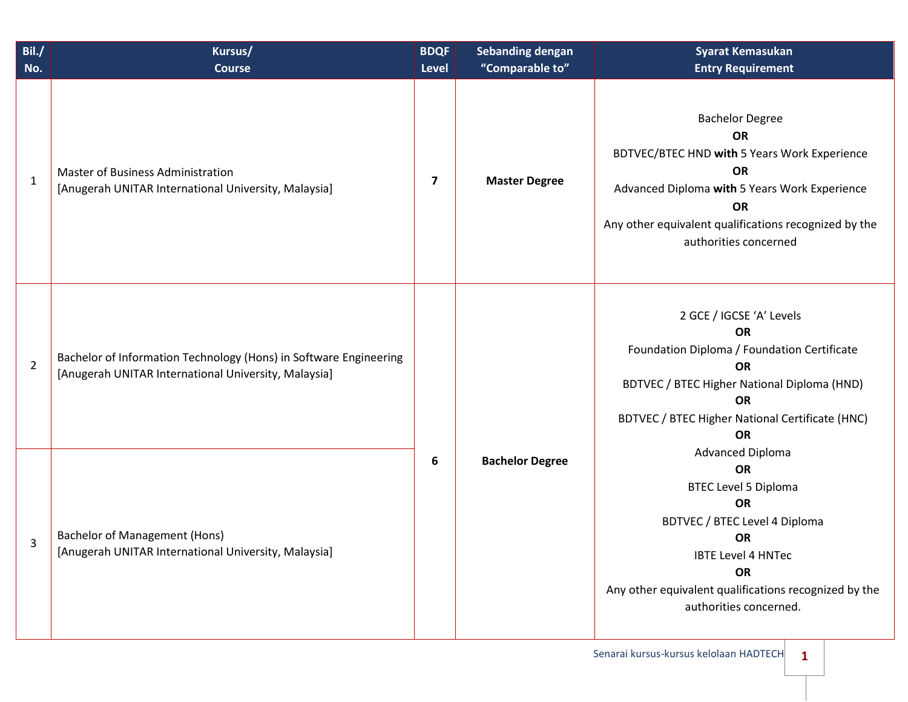| Bil./ No. | Kursus/ Course | BDQF Level | Sebanding dengan "Comparable to" | Syarat Kemasukan Entry Requirement |
|---|---|---|---|---|
| 1 | Master of Business Administration [Anugerah UNITAR International University, Malaysia] | **7** | **Master Degree** | Bachelor Degree **OR** BDTVEC/BTEC HND **with** 5 Years Work Experience **OR** Advanced Diploma **with** 5 Years Work Experience **OR** Any other equivalent qualifications recognized by the authorities concerned |
| 2 | Bachelor of Information Technology (Hons) in Software Engineering [Anugerah UNITAR International University, Malaysia] | **6** | **Bachelor Degree** | 2 GCE / IGCSE 'A' Levels **OR** Foundation Diploma / Foundation Certificate **OR** BDTVEC / BTEC Higher National Diploma (HND) **OR** BDTVEC / BTEC Higher National Certificate (HNC) **OR** Advanced Diploma **OR** BTEC Level 5 Diploma **OR** BDTVEC / BTEC Level 4 Diploma **OR** IBTE Level 4 HNTec **OR** Any other equivalent qualifications recognized by the authorities concerned. |
| 3 | Bachelor of Management (Hons) [Anugerah UNITAR International University, Malaysia] | | | |

Senarai kursus-kursus kelolaan HADTECH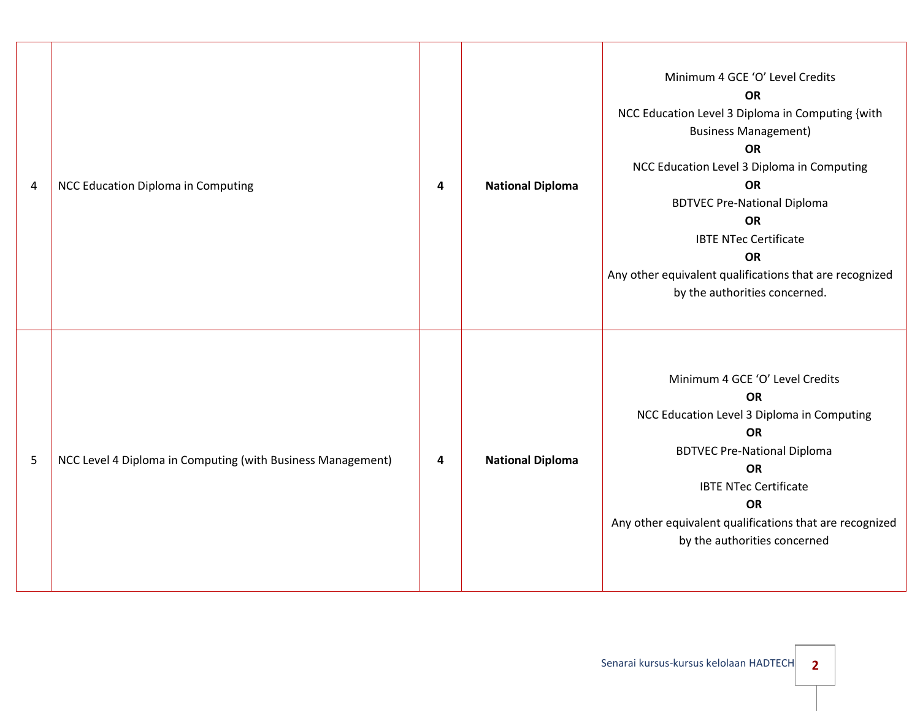| | | | | |
|---|---|---|---|---|
| 4 | NCC Education Diploma in Computing | **4** | **National Diploma** | Minimum 4 GCE 'O' Level Credits<br>**OR**<br>NCC Education Level 3 Diploma in Computing {with Business Management)<br>**OR**<br>NCC Education Level 3 Diploma in Computing<br>**OR**<br>BDTVEC Pre-National Diploma<br>**OR**<br>IBTE NTec Certificate<br>**OR**<br>Any other equivalent qualifications that are recognized by the authorities concerned. |
| 5 | NCC Level 4 Diploma in Computing (with Business Management) | **4** | **National Diploma** | Minimum 4 GCE 'O' Level Credits<br>**OR**<br>NCC Education Level 3 Diploma in Computing<br>**OR**<br>BDTVEC Pre-National Diploma<br>**OR**<br>IBTE NTec Certificate<br>**OR**<br>Any other equivalent qualifications that are recognized by the authorities concerned |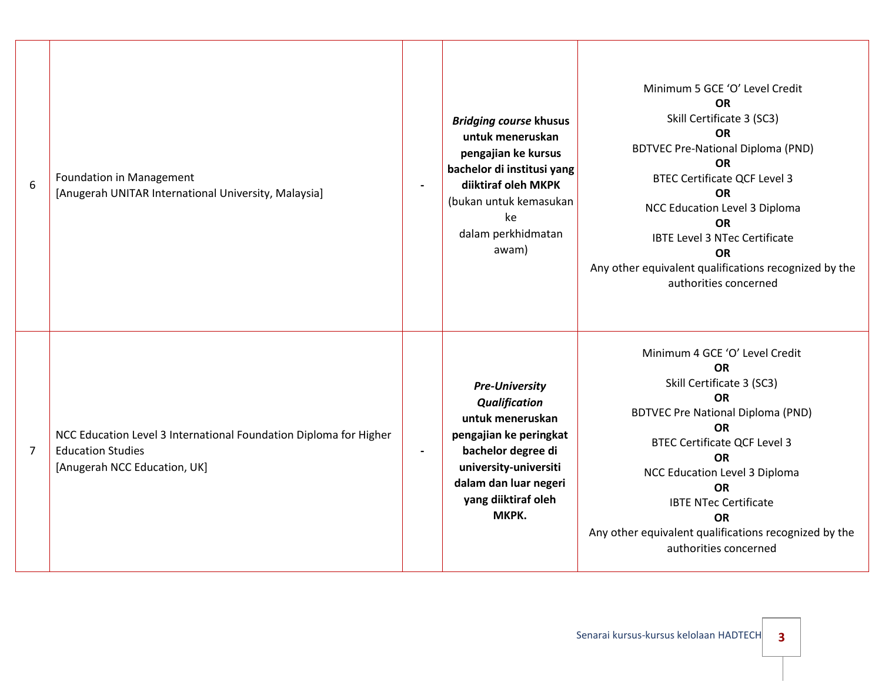| 6 | Foundation in Management<br>[Anugerah UNITAR International University, Malaysia] | - | ***Bridging course* khusus untuk meneruskan pengajian ke kursus bachelor di institusi yang diiktiraf oleh MKPK**<br>(bukan untuk kemasukan ke dalam perkhidmatan awam) | Minimum 5 GCE 'O' Level Credit<br>**OR**<br>Skill Certificate 3 (SC3)<br>**OR**<br>BDTVEC Pre-National Diploma (PND)<br>**OR**<br>BTEC Certificate QCF Level 3<br>**OR**<br>NCC Education Level 3 Diploma<br>**OR**<br>IBTE Level 3 NTec Certificate<br>**OR**<br>Any other equivalent qualifications recognized by the authorities concerned |
|---|---|---|---|---|
| 7 | NCC Education Level 3 International Foundation Diploma for Higher Education Studies<br>[Anugerah NCC Education, UK] | - | ***Pre-University Qualification* untuk meneruskan pengajian ke peringkat bachelor degree di university-universiti dalam dan luar negeri yang diiktiraf oleh MKPK.** | Minimum 4 GCE 'O' Level Credit<br>**OR**<br>Skill Certificate 3 (SC3)<br>**OR**<br>BDTVEC Pre National Diploma (PND)<br>**OR**<br>BTEC Certificate QCF Level 3<br>**OR**<br>NCC Education Level 3 Diploma<br>**OR**<br>IBTE NTec Certificate<br>**OR**<br>Any other equivalent qualifications recognized by the authorities concerned |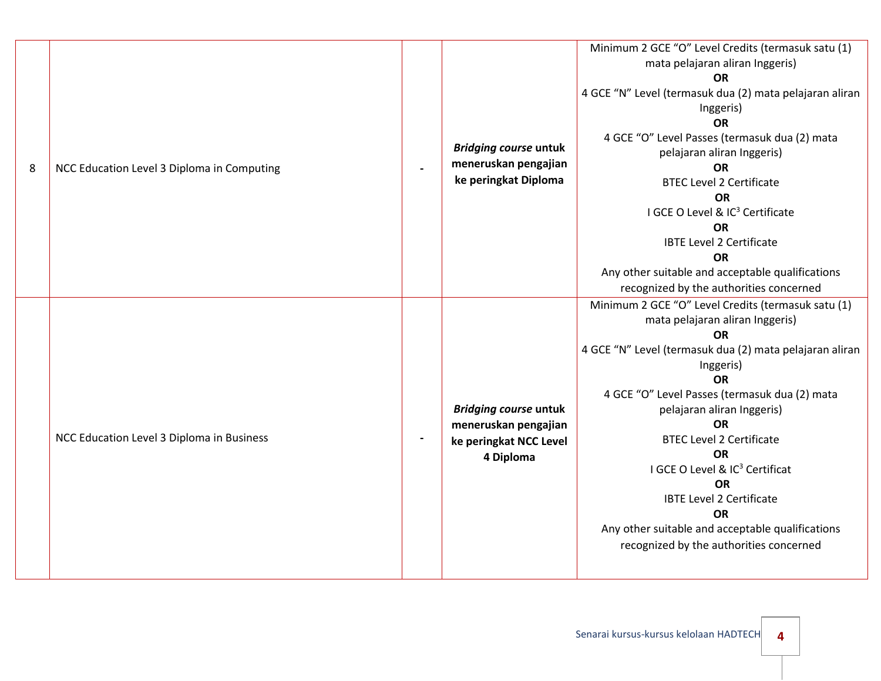| | | | | |
|---|---|---|---|---|
| 8 | NCC Education Level 3 Diploma in Computing | - | ***Bridging course* untuk meneruskan pengajian ke peringkat Diploma** | Minimum 2 GCE "O" Level Credits (termasuk satu (1) mata pelajaran aliran Inggeris)<br>**OR**<br>4 GCE "N" Level (termasuk dua (2) mata pelajaran aliran Inggeris)<br>**OR**<br>4 GCE "O" Level Passes (termasuk dua (2) mata pelajaran aliran Inggeris)<br>**OR**<br>BTEC Level 2 Certificate<br>**OR**<br>I GCE O Level & $IC^3$ Certificate<br>**OR**<br>IBTE Level 2 Certificate<br>**OR**<br>Any other suitable and acceptable qualifications recognized by the authorities concerned |
| | NCC Education Level 3 Diploma in Business | - | ***Bridging course* untuk meneruskan pengajian ke peringkat NCC Level 4 Diploma** | Minimum 2 GCE "O" Level Credits (termasuk satu (1) mata pelajaran aliran Inggeris)<br>**OR**<br>4 GCE "N" Level (termasuk dua (2) mata pelajaran aliran Inggeris)<br>**OR**<br>4 GCE "O" Level Passes (termasuk dua (2) mata pelajaran aliran Inggeris)<br>**OR**<br>BTEC Level 2 Certificate<br>**OR**<br>I GCE O Level & $IC^3$ Certificat<br>**OR**<br>IBTE Level 2 Certificate<br>**OR**<br>Any other suitable and acceptable qualifications recognized by the authorities concerned |